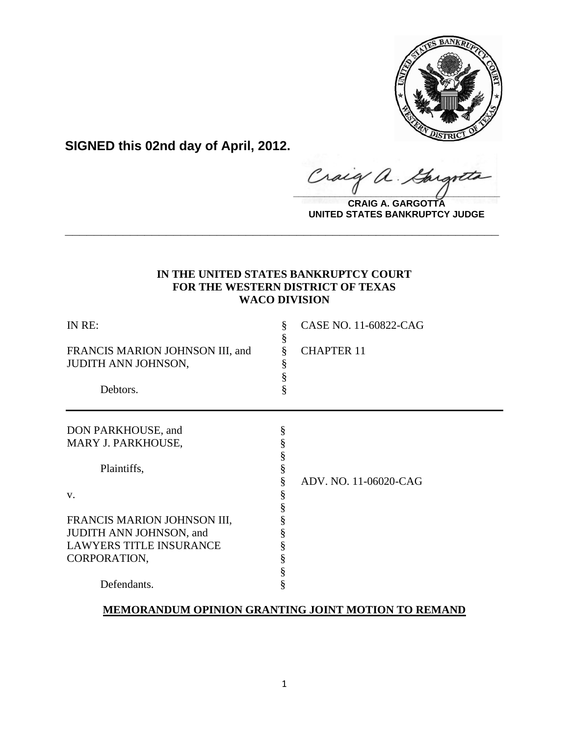**SIGNED this 02nd day of April, 2012.**

**CRAIG A. GARGOTTA**
**UNITED STATES BANKRUPTCY JUDGE**

---

**IN THE UNITED STATES BANKRUPTCY COURT**
**FOR THE WESTERN DISTRICT OF TEXAS**
**WACO DIVISION**

| | | |
|---|---|---|
| IN RE: | § | CASE NO. 11-60822-CAG |
| | § | |
| FRANCIS MARION JOHNSON III, and | § | CHAPTER 11 |
| JUDITH ANN JOHNSON, | § | |
| | § | |
| Debtors. | § | |

| | | |
|---|---|---|
| DON PARKHOUSE, and | § | |
| MARY J. PARKHOUSE, | § | |
| | § | |
| Plaintiffs, | § | |
| | § | ADV. NO. 11-06020-CAG |
| v. | § | |
| | § | |
| FRANCIS MARION JOHNSON III, | § | |
| JUDITH ANN JOHNSON, and | § | |
| LAWYERS TITLE INSURANCE | § | |
| CORPORATION, | § | |
| | § | |
| Defendants. | § | |

**MEMORANDUM OPINION GRANTING JOINT MOTION TO REMAND**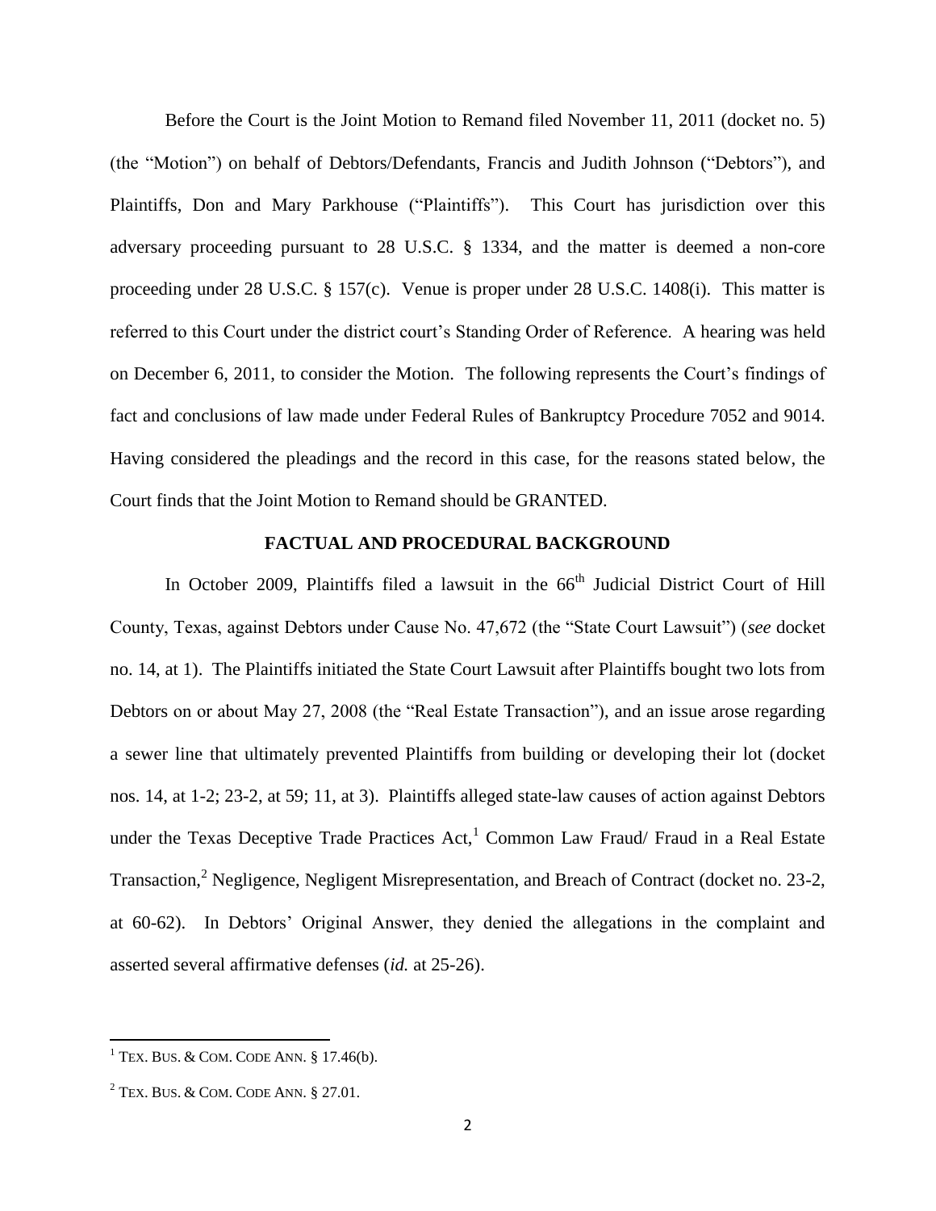Before the Court is the Joint Motion to Remand filed November 11, 2011 (docket no. 5) (the "Motion") on behalf of Debtors/Defendants, Francis and Judith Johnson ("Debtors"), and Plaintiffs, Don and Mary Parkhouse ("Plaintiffs"). This Court has jurisdiction over this adversary proceeding pursuant to 28 U.S.C. § 1334, and the matter is deemed a non-core proceeding under 28 U.S.C. § 157(c). Venue is proper under 28 U.S.C. 1408(i). This matter is referred to this Court under the district court's Standing Order of Reference. A hearing was held on December 6, 2011, to consider the Motion. The following represents the Court's findings of fact and conclusions of law made under Federal Rules of Bankruptcy Procedure 7052 and 9014. Having considered the pleadings and the record in this case, for the reasons stated below, the Court finds that the Joint Motion to Remand should be GRANTED.

## FACTUAL AND PROCEDURAL BACKGROUND

In October 2009, Plaintiffs filed a lawsuit in the 66th Judicial District Court of Hill County, Texas, against Debtors under Cause No. 47,672 (the "State Court Lawsuit") (*see* docket no. 14, at 1). The Plaintiffs initiated the State Court Lawsuit after Plaintiffs bought two lots from Debtors on or about May 27, 2008 (the "Real Estate Transaction"), and an issue arose regarding a sewer line that ultimately prevented Plaintiffs from building or developing their lot (docket nos. 14, at 1-2; 23-2, at 59; 11, at 3). Plaintiffs alleged state-law causes of action against Debtors under the Texas Deceptive Trade Practices Act,[1] Common Law Fraud/ Fraud in a Real Estate Transaction,[2] Negligence, Negligent Misrepresentation, and Breach of Contract (docket no. 23-2, at 60-62). In Debtors' Original Answer, they denied the allegations in the complaint and asserted several affirmative defenses (*id.* at 25-26).

---

[1] TEX. BUS. & COM. CODE ANN. § 17.46(b).

[2] TEX. BUS. & COM. CODE ANN. § 27.01.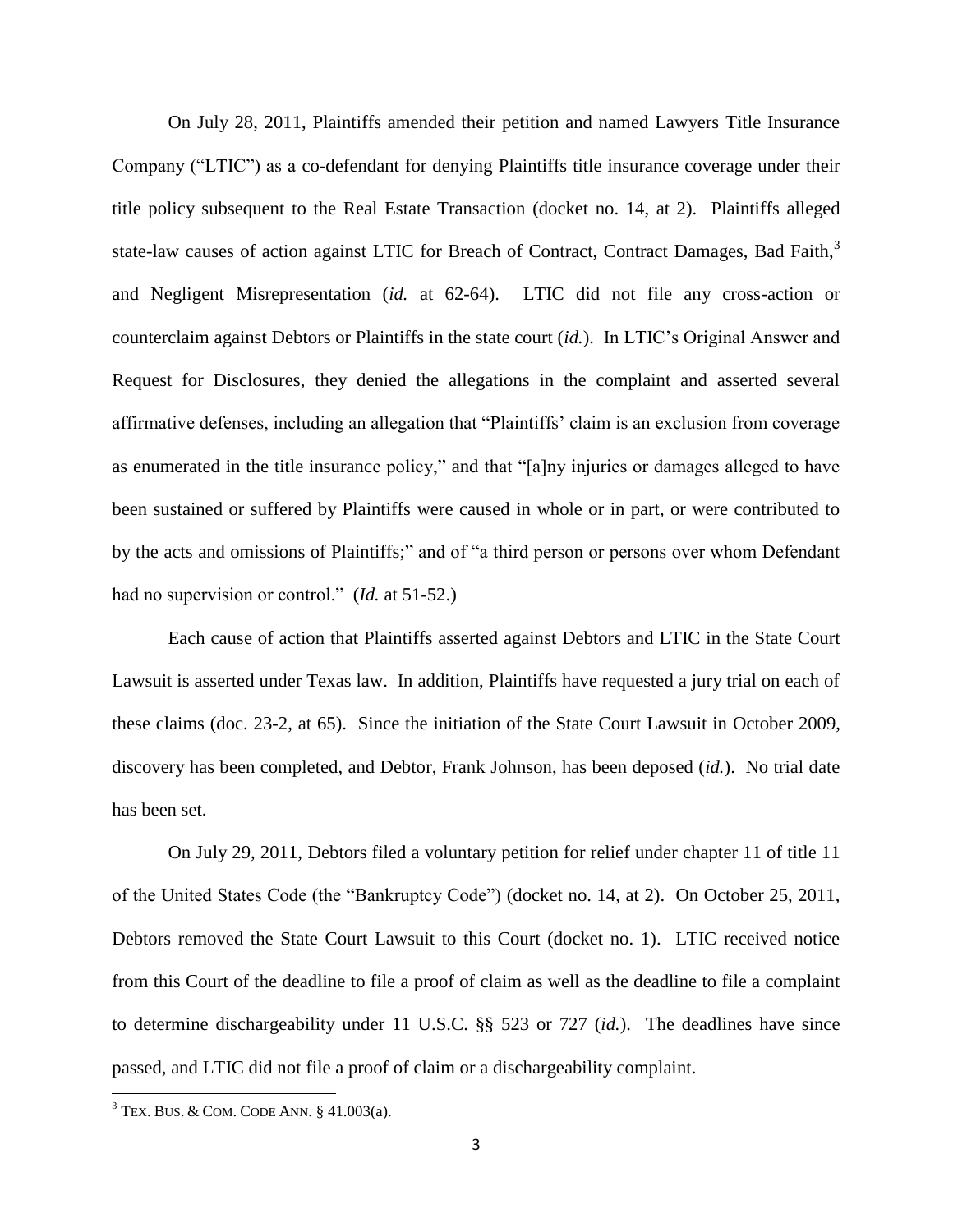On July 28, 2011, Plaintiffs amended their petition and named Lawyers Title Insurance Company ("LTIC") as a co-defendant for denying Plaintiffs title insurance coverage under their title policy subsequent to the Real Estate Transaction (docket no. 14, at 2). Plaintiffs alleged state-law causes of action against LTIC for Breach of Contract, Contract Damages, Bad Faith,[3] and Negligent Misrepresentation (*id.* at 62-64). LTIC did not file any cross-action or counterclaim against Debtors or Plaintiffs in the state court (*id.*). In LTIC's Original Answer and Request for Disclosures, they denied the allegations in the complaint and asserted several affirmative defenses, including an allegation that "Plaintiffs' claim is an exclusion from coverage as enumerated in the title insurance policy," and that "[a]ny injuries or damages alleged to have been sustained or suffered by Plaintiffs were caused in whole or in part, or were contributed to by the acts and omissions of Plaintiffs;" and of "a third person or persons over whom Defendant had no supervision or control." (*Id.* at 51-52.)

Each cause of action that Plaintiffs asserted against Debtors and LTIC in the State Court Lawsuit is asserted under Texas law. In addition, Plaintiffs have requested a jury trial on each of these claims (doc. 23-2, at 65). Since the initiation of the State Court Lawsuit in October 2009, discovery has been completed, and Debtor, Frank Johnson, has been deposed (*id.*). No trial date has been set.

On July 29, 2011, Debtors filed a voluntary petition for relief under chapter 11 of title 11 of the United States Code (the "Bankruptcy Code") (docket no. 14, at 2). On October 25, 2011, Debtors removed the State Court Lawsuit to this Court (docket no. 1). LTIC received notice from this Court of the deadline to file a proof of claim as well as the deadline to file a complaint to determine dischargeability under 11 U.S.C. §§ 523 or 727 (*id.*). The deadlines have since passed, and LTIC did not file a proof of claim or a dischargeability complaint.

---

[3] TEX. BUS. & COM. CODE ANN. § 41.003(a).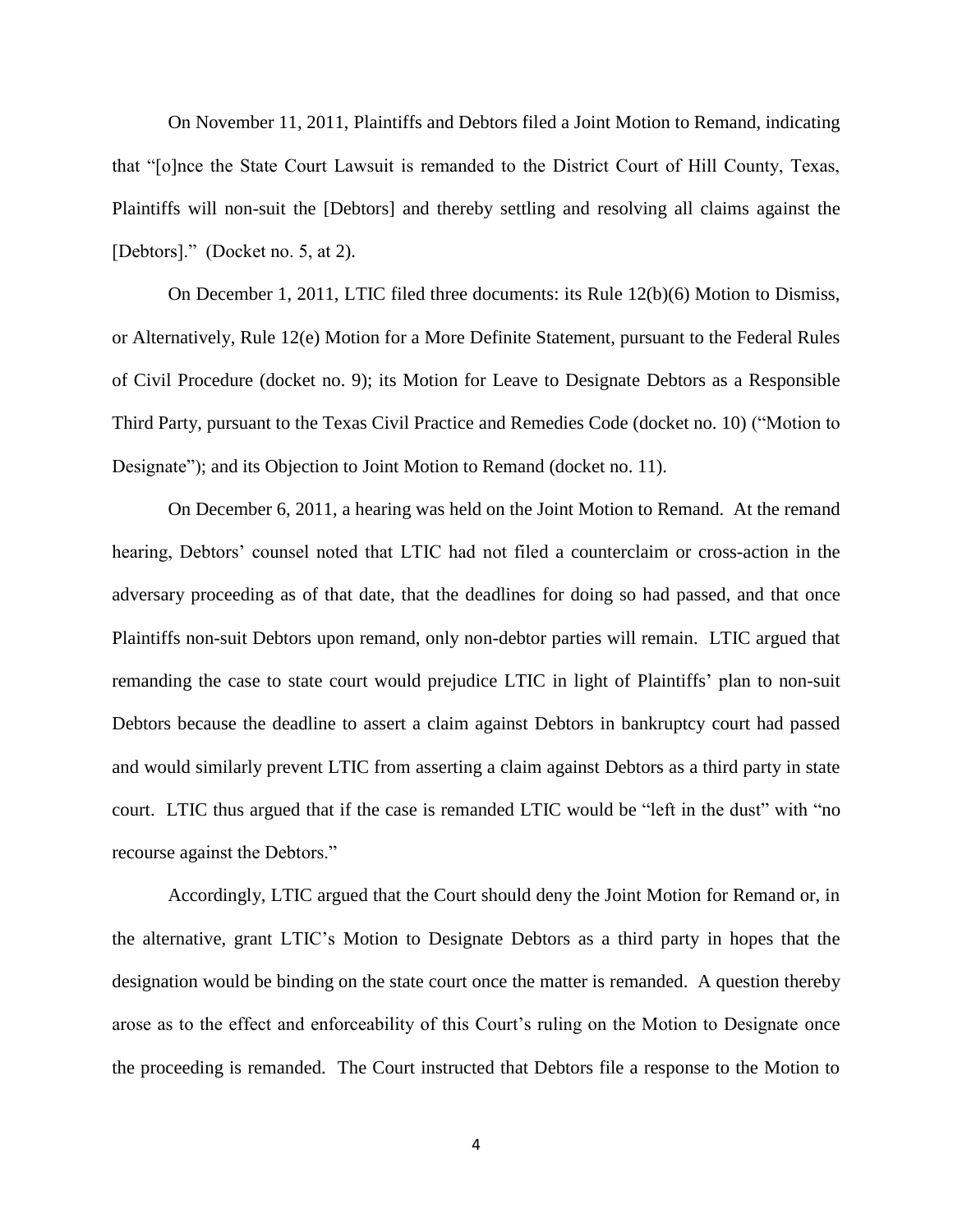On November 11, 2011, Plaintiffs and Debtors filed a Joint Motion to Remand, indicating that "[o]nce the State Court Lawsuit is remanded to the District Court of Hill County, Texas, Plaintiffs will non-suit the [Debtors] and thereby settling and resolving all claims against the [Debtors]." (Docket no. 5, at 2).

On December 1, 2011, LTIC filed three documents: its Rule 12(b)(6) Motion to Dismiss, or Alternatively, Rule 12(e) Motion for a More Definite Statement, pursuant to the Federal Rules of Civil Procedure (docket no. 9); its Motion for Leave to Designate Debtors as a Responsible Third Party, pursuant to the Texas Civil Practice and Remedies Code (docket no. 10) ("Motion to Designate"); and its Objection to Joint Motion to Remand (docket no. 11).

On December 6, 2011, a hearing was held on the Joint Motion to Remand. At the remand hearing, Debtors' counsel noted that LTIC had not filed a counterclaim or cross-action in the adversary proceeding as of that date, that the deadlines for doing so had passed, and that once Plaintiffs non-suit Debtors upon remand, only non-debtor parties will remain. LTIC argued that remanding the case to state court would prejudice LTIC in light of Plaintiffs' plan to non-suit Debtors because the deadline to assert a claim against Debtors in bankruptcy court had passed and would similarly prevent LTIC from asserting a claim against Debtors as a third party in state court. LTIC thus argued that if the case is remanded LTIC would be "left in the dust" with "no recourse against the Debtors."

Accordingly, LTIC argued that the Court should deny the Joint Motion for Remand or, in the alternative, grant LTIC's Motion to Designate Debtors as a third party in hopes that the designation would be binding on the state court once the matter is remanded. A question thereby arose as to the effect and enforceability of this Court's ruling on the Motion to Designate once the proceeding is remanded. The Court instructed that Debtors file a response to the Motion to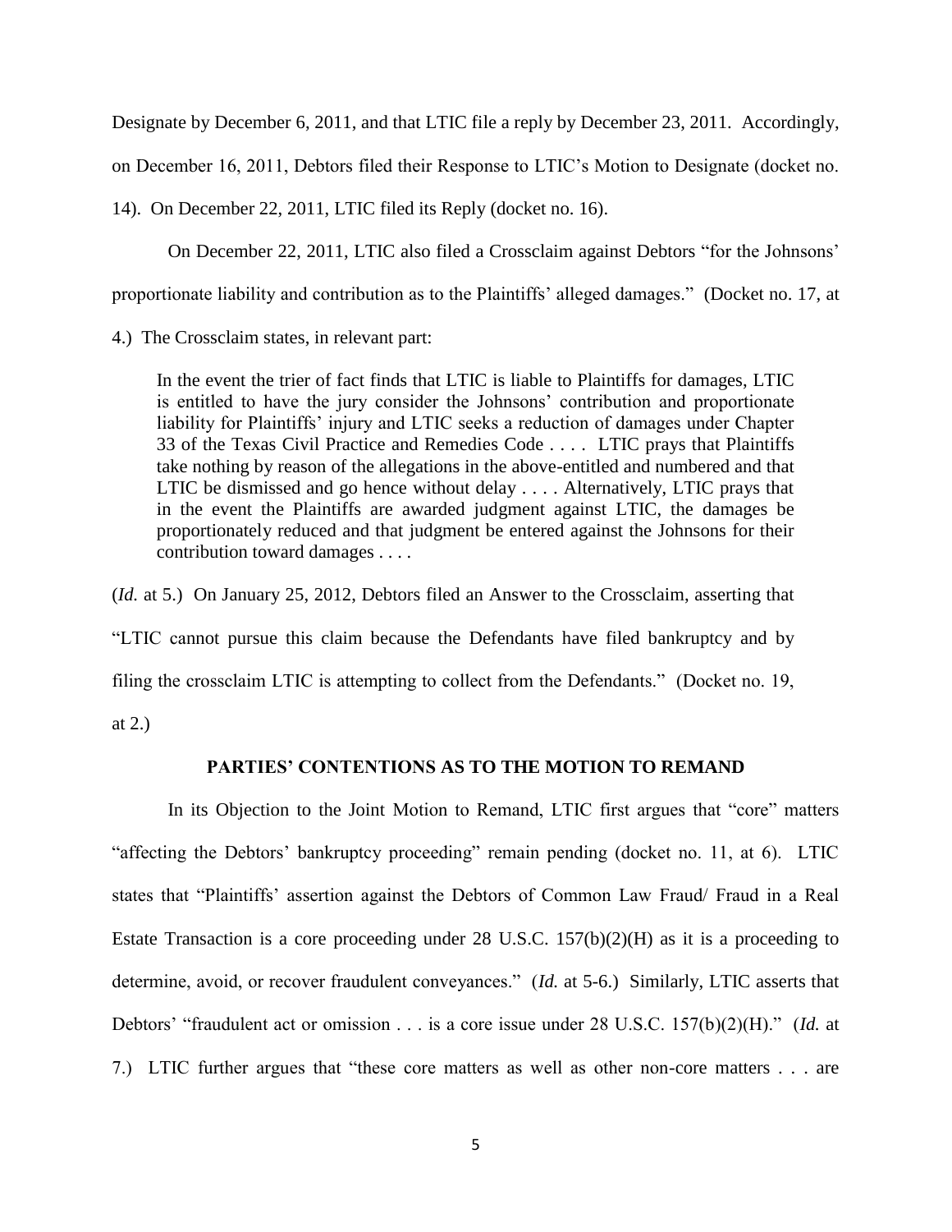Designate by December 6, 2011, and that LTIC file a reply by December 23, 2011. Accordingly, on December 16, 2011, Debtors filed their Response to LTIC's Motion to Designate (docket no. 14). On December 22, 2011, LTIC filed its Reply (docket no. 16).

On December 22, 2011, LTIC also filed a Crossclaim against Debtors "for the Johnsons' proportionate liability and contribution as to the Plaintiffs' alleged damages." (Docket no. 17, at 4.) The Crossclaim states, in relevant part:

> In the event the trier of fact finds that LTIC is liable to Plaintiffs for damages, LTIC is entitled to have the jury consider the Johnsons' contribution and proportionate liability for Plaintiffs' injury and LTIC seeks a reduction of damages under Chapter 33 of the Texas Civil Practice and Remedies Code . . . . LTIC prays that Plaintiffs take nothing by reason of the allegations in the above-entitled and numbered and that LTIC be dismissed and go hence without delay . . . . Alternatively, LTIC prays that in the event the Plaintiffs are awarded judgment against LTIC, the damages be proportionately reduced and that judgment be entered against the Johnsons for their contribution toward damages . . . .

(*Id.* at 5.) On January 25, 2012, Debtors filed an Answer to the Crossclaim, asserting that "LTIC cannot pursue this claim because the Defendants have filed bankruptcy and by filing the crossclaim LTIC is attempting to collect from the Defendants." (Docket no. 19, at 2.)

## PARTIES' CONTENTIONS AS TO THE MOTION TO REMAND

In its Objection to the Joint Motion to Remand, LTIC first argues that "core" matters "affecting the Debtors' bankruptcy proceeding" remain pending (docket no. 11, at 6). LTIC states that "Plaintiffs' assertion against the Debtors of Common Law Fraud/ Fraud in a Real Estate Transaction is a core proceeding under 28 U.S.C. 157(b)(2)(H) as it is a proceeding to determine, avoid, or recover fraudulent conveyances." (*Id.* at 5-6.) Similarly, LTIC asserts that Debtors' "fraudulent act or omission . . . is a core issue under 28 U.S.C. 157(b)(2)(H)." (*Id.* at 7.) LTIC further argues that "these core matters as well as other non-core matters . . . are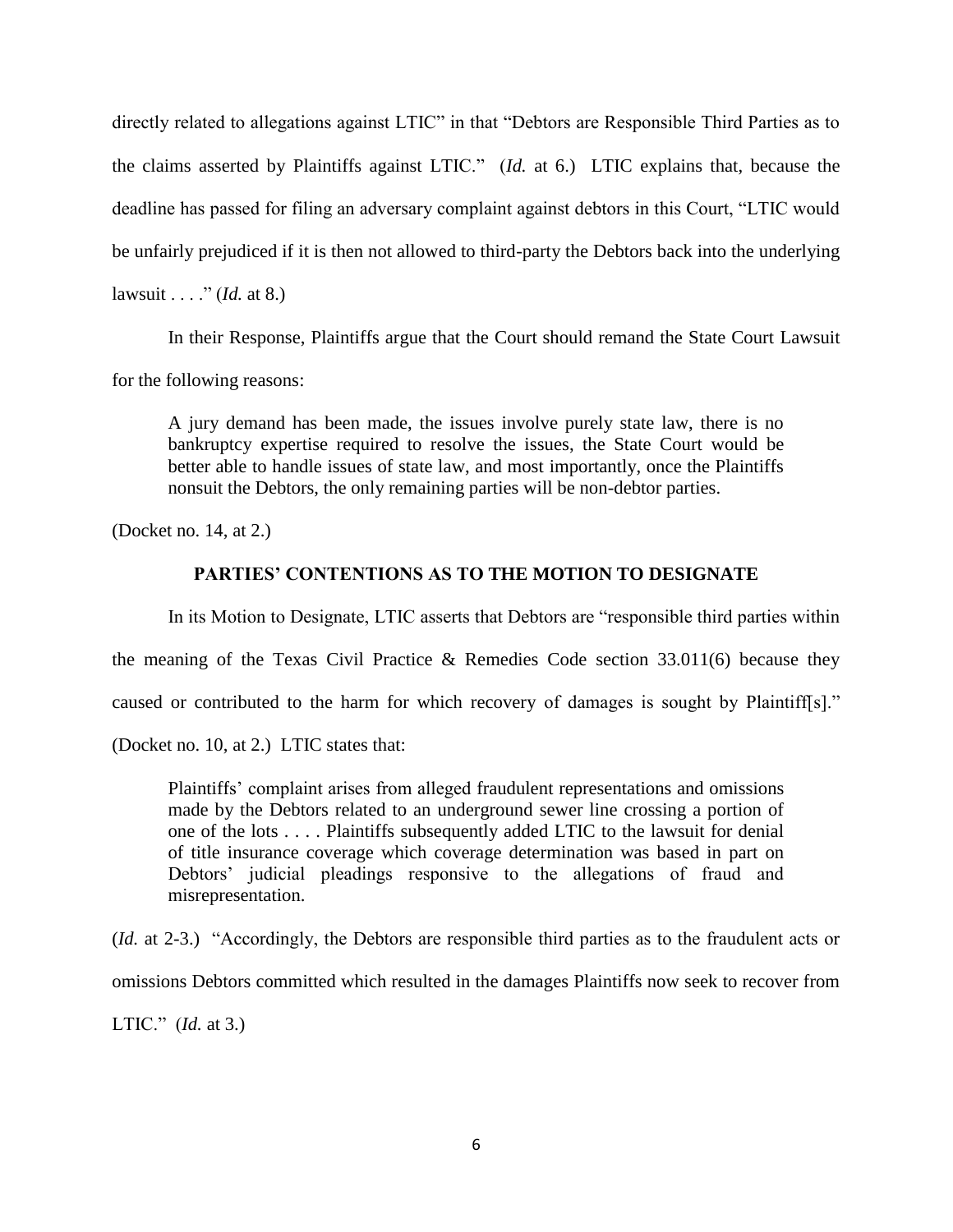directly related to allegations against LTIC" in that "Debtors are Responsible Third Parties as to the claims asserted by Plaintiffs against LTIC." (*Id.* at 6.) LTIC explains that, because the deadline has passed for filing an adversary complaint against debtors in this Court, "LTIC would be unfairly prejudiced if it is then not allowed to third-party the Debtors back into the underlying lawsuit . . . ." (*Id.* at 8.)

In their Response, Plaintiffs argue that the Court should remand the State Court Lawsuit for the following reasons:

> A jury demand has been made, the issues involve purely state law, there is no bankruptcy expertise required to resolve the issues, the State Court would be better able to handle issues of state law, and most importantly, once the Plaintiffs nonsuit the Debtors, the only remaining parties will be non-debtor parties.

(Docket no. 14, at 2.)

**PARTIES' CONTENTIONS AS TO THE MOTION TO DESIGNATE**

In its Motion to Designate, LTIC asserts that Debtors are "responsible third parties within the meaning of the Texas Civil Practice & Remedies Code section 33.011(6) because they caused or contributed to the harm for which recovery of damages is sought by Plaintiff[s]." (Docket no. 10, at 2.) LTIC states that:

> Plaintiffs' complaint arises from alleged fraudulent representations and omissions made by the Debtors related to an underground sewer line crossing a portion of one of the lots . . . . Plaintiffs subsequently added LTIC to the lawsuit for denial of title insurance coverage which coverage determination was based in part on Debtors' judicial pleadings responsive to the allegations of fraud and misrepresentation.

(*Id.* at 2-3.) "Accordingly, the Debtors are responsible third parties as to the fraudulent acts or omissions Debtors committed which resulted in the damages Plaintiffs now seek to recover from LTIC." (*Id.* at 3.)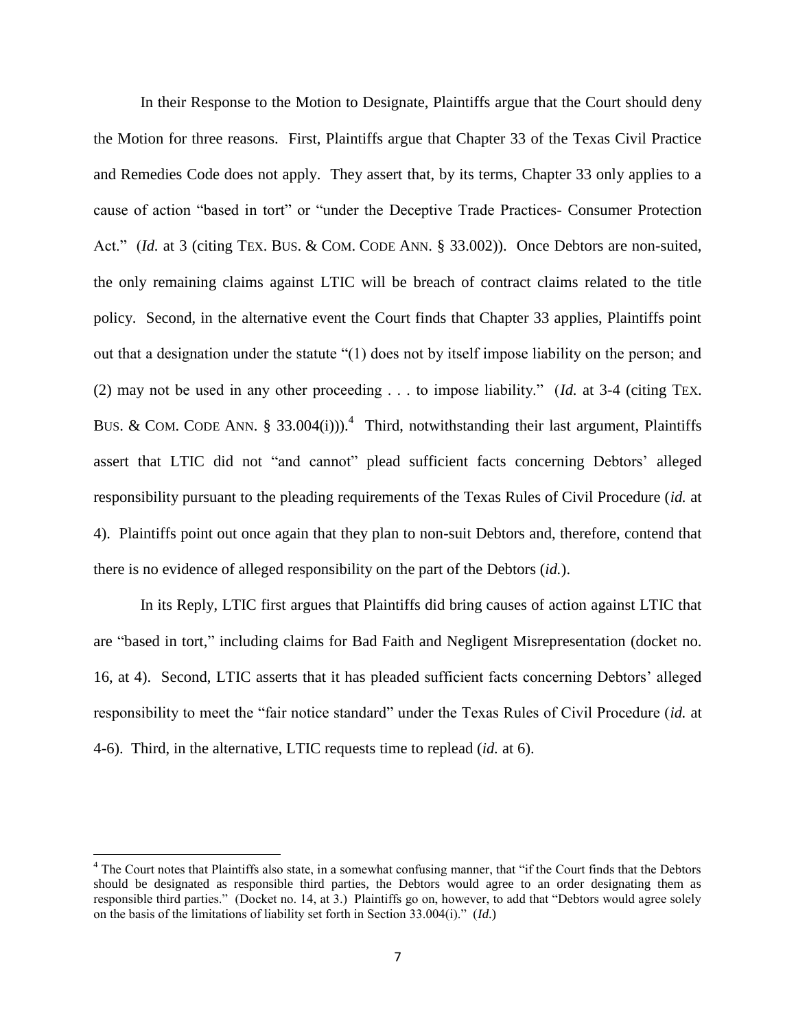In their Response to the Motion to Designate, Plaintiffs argue that the Court should deny the Motion for three reasons. First, Plaintiffs argue that Chapter 33 of the Texas Civil Practice and Remedies Code does not apply. They assert that, by its terms, Chapter 33 only applies to a cause of action "based in tort" or "under the Deceptive Trade Practices- Consumer Protection Act." (*Id.* at 3 (citing TEX. BUS. & COM. CODE ANN. § 33.002)). Once Debtors are non-suited, the only remaining claims against LTIC will be breach of contract claims related to the title policy. Second, in the alternative event the Court finds that Chapter 33 applies, Plaintiffs point out that a designation under the statute "(1) does not by itself impose liability on the person; and (2) may not be used in any other proceeding . . . to impose liability." (*Id.* at 3-4 (citing TEX. BUS. & COM. CODE ANN. § 33.004(i))).[4] Third, notwithstanding their last argument, Plaintiffs assert that LTIC did not "and cannot" plead sufficient facts concerning Debtors' alleged responsibility pursuant to the pleading requirements of the Texas Rules of Civil Procedure (*id.* at 4). Plaintiffs point out once again that they plan to non-suit Debtors and, therefore, contend that there is no evidence of alleged responsibility on the part of the Debtors (*id.*).

In its Reply, LTIC first argues that Plaintiffs did bring causes of action against LTIC that are "based in tort," including claims for Bad Faith and Negligent Misrepresentation (docket no. 16, at 4). Second, LTIC asserts that it has pleaded sufficient facts concerning Debtors' alleged responsibility to meet the "fair notice standard" under the Texas Rules of Civil Procedure (*id.* at 4-6). Third, in the alternative, LTIC requests time to replead (*id.* at 6).

---

[4] The Court notes that Plaintiffs also state, in a somewhat confusing manner, that "if the Court finds that the Debtors should be designated as responsible third parties, the Debtors would agree to an order designating them as responsible third parties." (Docket no. 14, at 3.) Plaintiffs go on, however, to add that "Debtors would agree solely on the basis of the limitations of liability set forth in Section 33.004(i)." (*Id.*)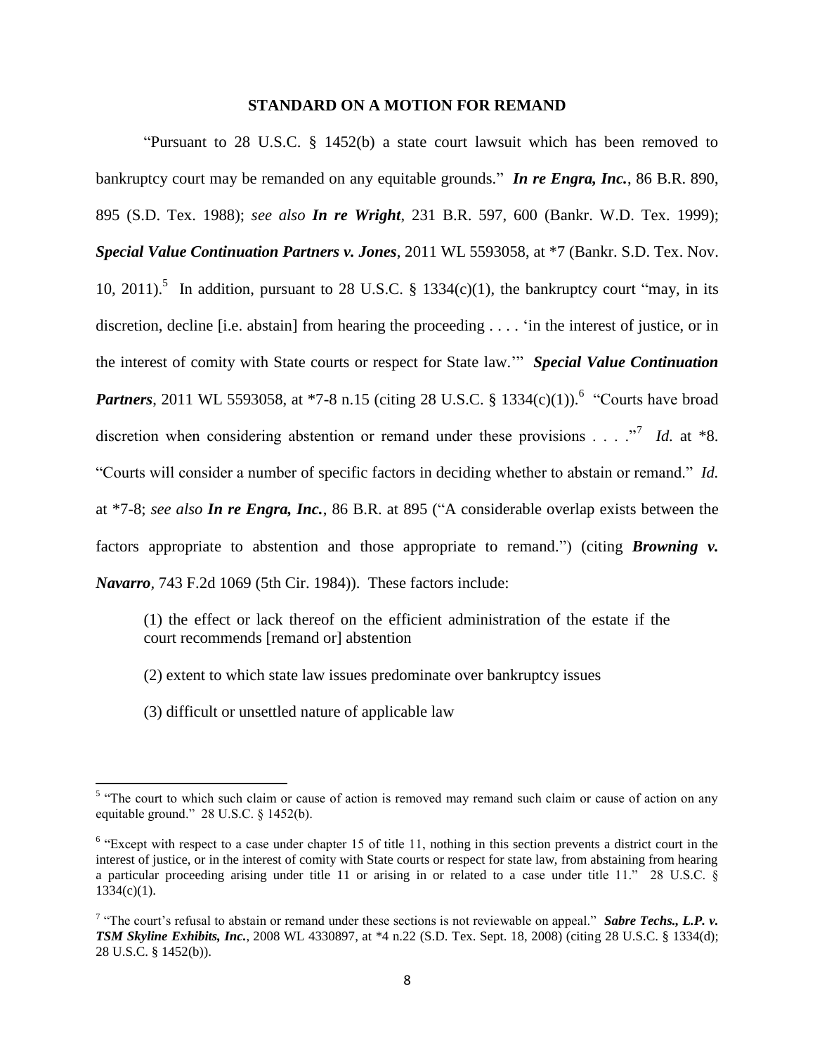## STANDARD ON A MOTION FOR REMAND

"Pursuant to 28 U.S.C. § 1452(b) a state court lawsuit which has been removed to bankruptcy court may be remanded on any equitable grounds." ***In re Engra, Inc.***, 86 B.R. 890, 895 (S.D. Tex. 1988); *see also* ***In re Wright***, 231 B.R. 597, 600 (Bankr. W.D. Tex. 1999); ***Special Value Continuation Partners v. Jones***, 2011 WL 5593058, at *7 (Bankr. S.D. Tex. Nov. 10, 2011).[5] In addition, pursuant to 28 U.S.C. § 1334(c)(1), the bankruptcy court "may, in its discretion, decline [i.e. abstain] from hearing the proceeding . . . . 'in the interest of justice, or in the interest of comity with State courts or respect for State law.'" ***Special Value Continuation Partners***, 2011 WL 5593058, at *7-8 n.15 (citing 28 U.S.C. § 1334(c)(1)).[6] "Courts have broad discretion when considering abstention or remand under these provisions . . . ."[7] *Id.* at *8. "Courts will consider a number of specific factors in deciding whether to abstain or remand." *Id.* at *7-8; *see also* ***In re Engra, Inc.***, 86 B.R. at 895 ("A considerable overlap exists between the factors appropriate to abstention and those appropriate to remand.") (citing ***Browning v. Navarro***, 743 F.2d 1069 (5th Cir. 1984)). These factors include:

> (1) the effect or lack thereof on the efficient administration of the estate if the court recommends [remand or] abstention
>
> (2) extent to which state law issues predominate over bankruptcy issues
>
> (3) difficult or unsettled nature of applicable law

---

[5] "The court to which such claim or cause of action is removed may remand such claim or cause of action on any equitable ground." 28 U.S.C. § 1452(b).

[6] "Except with respect to a case under chapter 15 of title 11, nothing in this section prevents a district court in the interest of justice, or in the interest of comity with State courts or respect for state law, from abstaining from hearing a particular proceeding arising under title 11 or arising in or related to a case under title 11." 28 U.S.C. § 1334(c)(1).

[7] "The court's refusal to abstain or remand under these sections is not reviewable on appeal." ***Sabre Techs., L.P. v. TSM Skyline Exhibits, Inc.***, 2008 WL 4330897, at *4 n.22 (S.D. Tex. Sept. 18, 2008) (citing 28 U.S.C. § 1334(d); 28 U.S.C. § 1452(b)).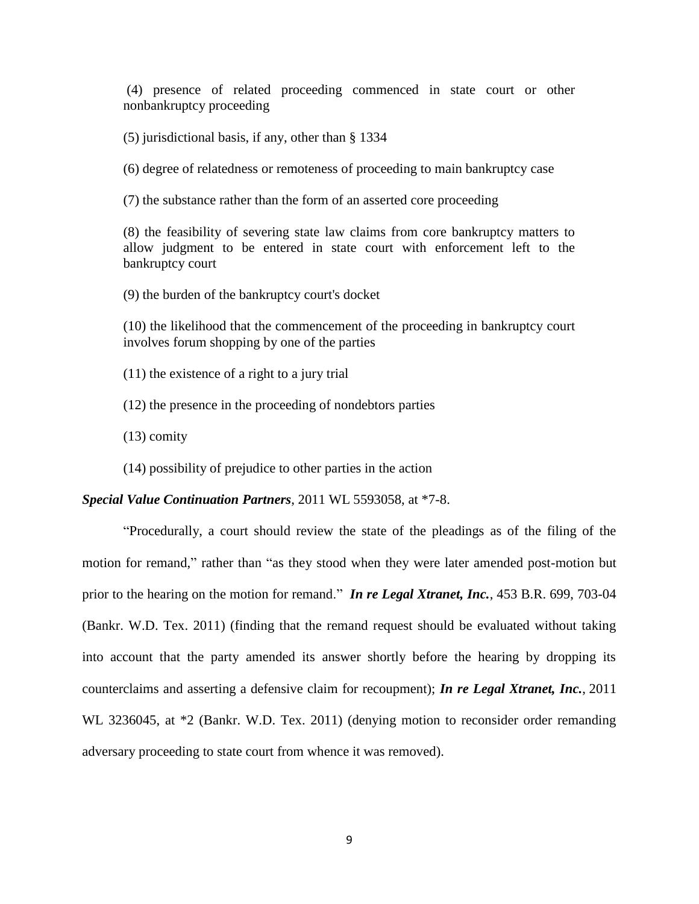(4) presence of related proceeding commenced in state court or other nonbankruptcy proceeding

(5) jurisdictional basis, if any, other than § 1334

(6) degree of relatedness or remoteness of proceeding to main bankruptcy case

(7) the substance rather than the form of an asserted core proceeding

(8) the feasibility of severing state law claims from core bankruptcy matters to allow judgment to be entered in state court with enforcement left to the bankruptcy court

(9) the burden of the bankruptcy court's docket

(10) the likelihood that the commencement of the proceeding in bankruptcy court involves forum shopping by one of the parties

(11) the existence of a right to a jury trial

(12) the presence in the proceeding of nondebtors parties

(13) comity

(14) possibility of prejudice to other parties in the action

***Special Value Continuation Partners***, 2011 WL 5593058, at *7-8.

"Procedurally, a court should review the state of the pleadings as of the filing of the motion for remand," rather than "as they stood when they were later amended post-motion but prior to the hearing on the motion for remand." ***In re Legal Xtranet, Inc.***, 453 B.R. 699, 703-04 (Bankr. W.D. Tex. 2011) (finding that the remand request should be evaluated without taking into account that the party amended its answer shortly before the hearing by dropping its counterclaims and asserting a defensive claim for recoupment); ***In re Legal Xtranet, Inc.***, 2011 WL 3236045, at *2 (Bankr. W.D. Tex. 2011) (denying motion to reconsider order remanding adversary proceeding to state court from whence it was removed).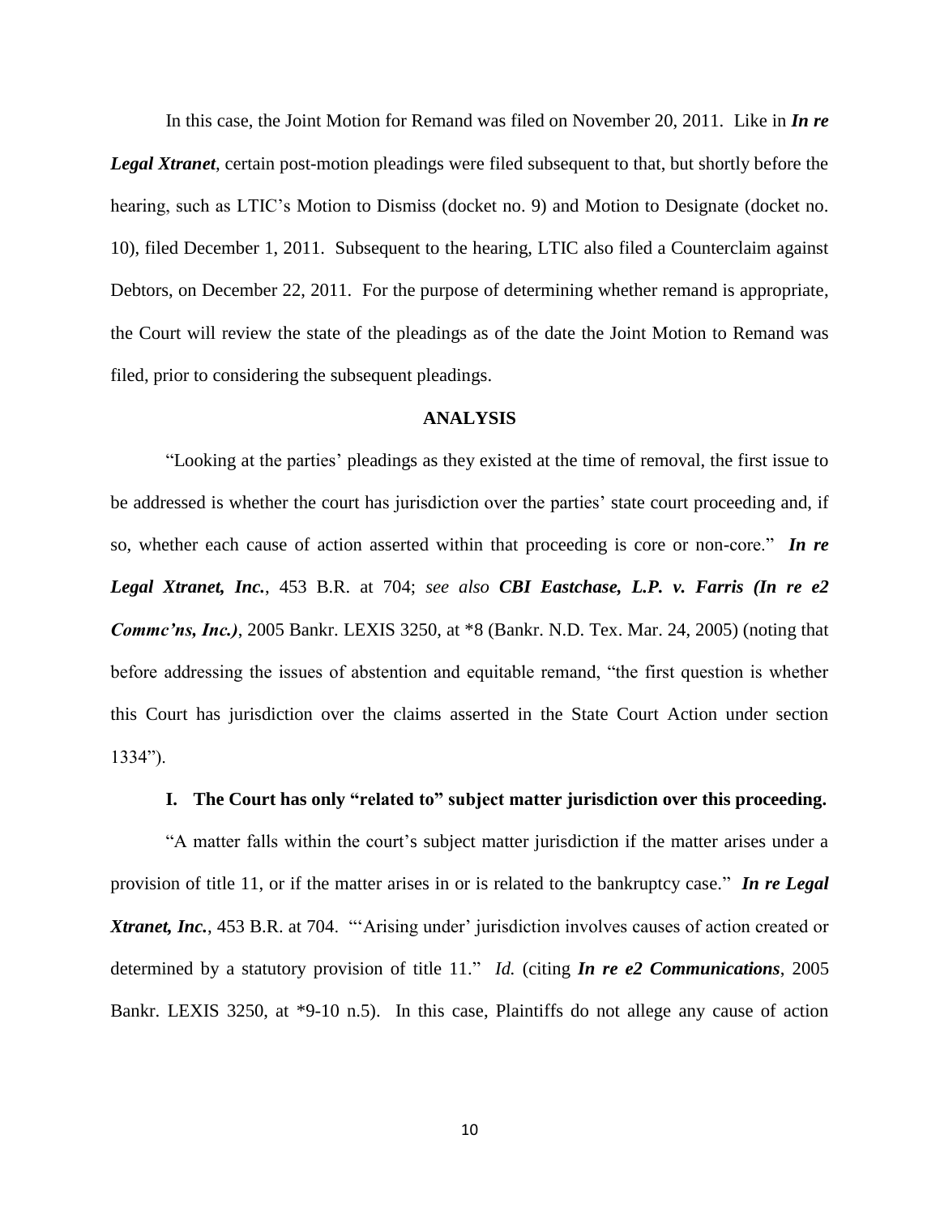In this case, the Joint Motion for Remand was filed on November 20, 2011. Like in ***In re Legal Xtranet***, certain post-motion pleadings were filed subsequent to that, but shortly before the hearing, such as LTIC's Motion to Dismiss (docket no. 9) and Motion to Designate (docket no. 10), filed December 1, 2011. Subsequent to the hearing, LTIC also filed a Counterclaim against Debtors, on December 22, 2011. For the purpose of determining whether remand is appropriate, the Court will review the state of the pleadings as of the date the Joint Motion to Remand was filed, prior to considering the subsequent pleadings.

## ANALYSIS

"Looking at the parties' pleadings as they existed at the time of removal, the first issue to be addressed is whether the court has jurisdiction over the parties' state court proceeding and, if so, whether each cause of action asserted within that proceeding is core or non-core." ***In re Legal Xtranet, Inc.***, 453 B.R. at 704; *see also* ***CBI Eastchase, L.P. v. Farris (In re e2 Commc'ns, Inc.)***, 2005 Bankr. LEXIS 3250, at *8 (Bankr. N.D. Tex. Mar. 24, 2005) (noting that before addressing the issues of abstention and equitable remand, "the first question is whether this Court has jurisdiction over the claims asserted in the State Court Action under section 1334").

### I. The Court has only "related to" subject matter jurisdiction over this proceeding.

"A matter falls within the court's subject matter jurisdiction if the matter arises under a provision of title 11, or if the matter arises in or is related to the bankruptcy case." ***In re Legal Xtranet, Inc.***, 453 B.R. at 704. "'Arising under' jurisdiction involves causes of action created or determined by a statutory provision of title 11." *Id.* (citing ***In re e2 Communications***, 2005 Bankr. LEXIS 3250, at *9-10 n.5). In this case, Plaintiffs do not allege any cause of action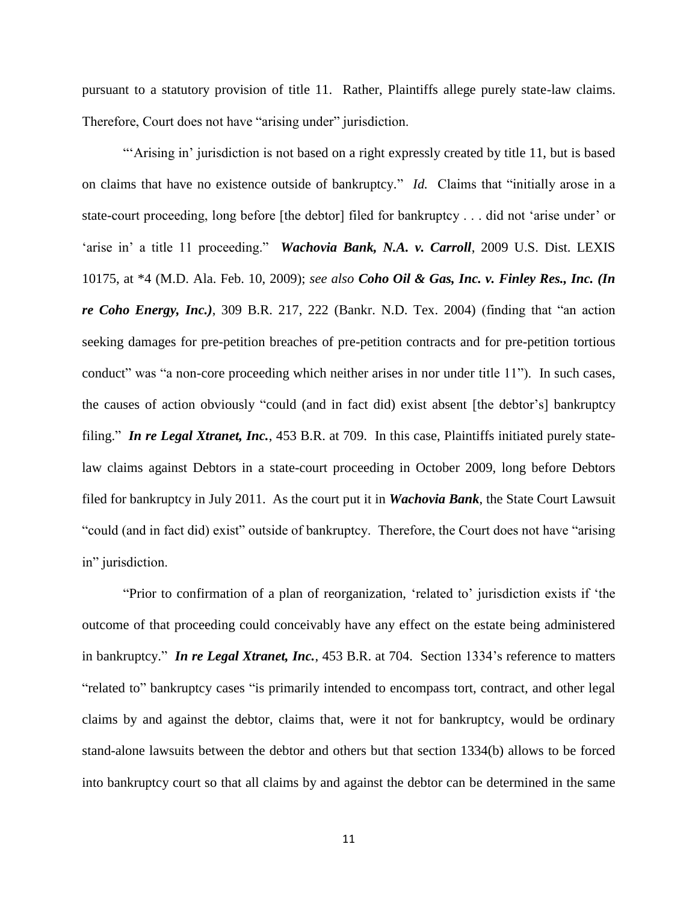pursuant to a statutory provision of title 11. Rather, Plaintiffs allege purely state-law claims. Therefore, Court does not have "arising under" jurisdiction.

"'Arising in' jurisdiction is not based on a right expressly created by title 11, but is based on claims that have no existence outside of bankruptcy." *Id.* Claims that "initially arose in a state-court proceeding, long before [the debtor] filed for bankruptcy . . . did not 'arise under' or 'arise in' a title 11 proceeding." ***Wachovia Bank, N.A. v. Carroll***, 2009 U.S. Dist. LEXIS 10175, at *4 (M.D. Ala. Feb. 10, 2009); *see also* ***Coho Oil & Gas, Inc. v. Finley Res., Inc. (In re Coho Energy, Inc.)***, 309 B.R. 217, 222 (Bankr. N.D. Tex. 2004) (finding that "an action seeking damages for pre-petition breaches of pre-petition contracts and for pre-petition tortious conduct" was "a non-core proceeding which neither arises in nor under title 11"). In such cases, the causes of action obviously "could (and in fact did) exist absent [the debtor's] bankruptcy filing." ***In re Legal Xtranet, Inc.***, 453 B.R. at 709. In this case, Plaintiffs initiated purely state-law claims against Debtors in a state-court proceeding in October 2009, long before Debtors filed for bankruptcy in July 2011. As the court put it in ***Wachovia Bank***, the State Court Lawsuit "could (and in fact did) exist" outside of bankruptcy. Therefore, the Court does not have "arising in" jurisdiction.

"Prior to confirmation of a plan of reorganization, 'related to' jurisdiction exists if 'the outcome of that proceeding could conceivably have any effect on the estate being administered in bankruptcy." ***In re Legal Xtranet, Inc.***, 453 B.R. at 704. Section 1334's reference to matters "related to" bankruptcy cases "is primarily intended to encompass tort, contract, and other legal claims by and against the debtor, claims that, were it not for bankruptcy, would be ordinary stand-alone lawsuits between the debtor and others but that section 1334(b) allows to be forced into bankruptcy court so that all claims by and against the debtor can be determined in the same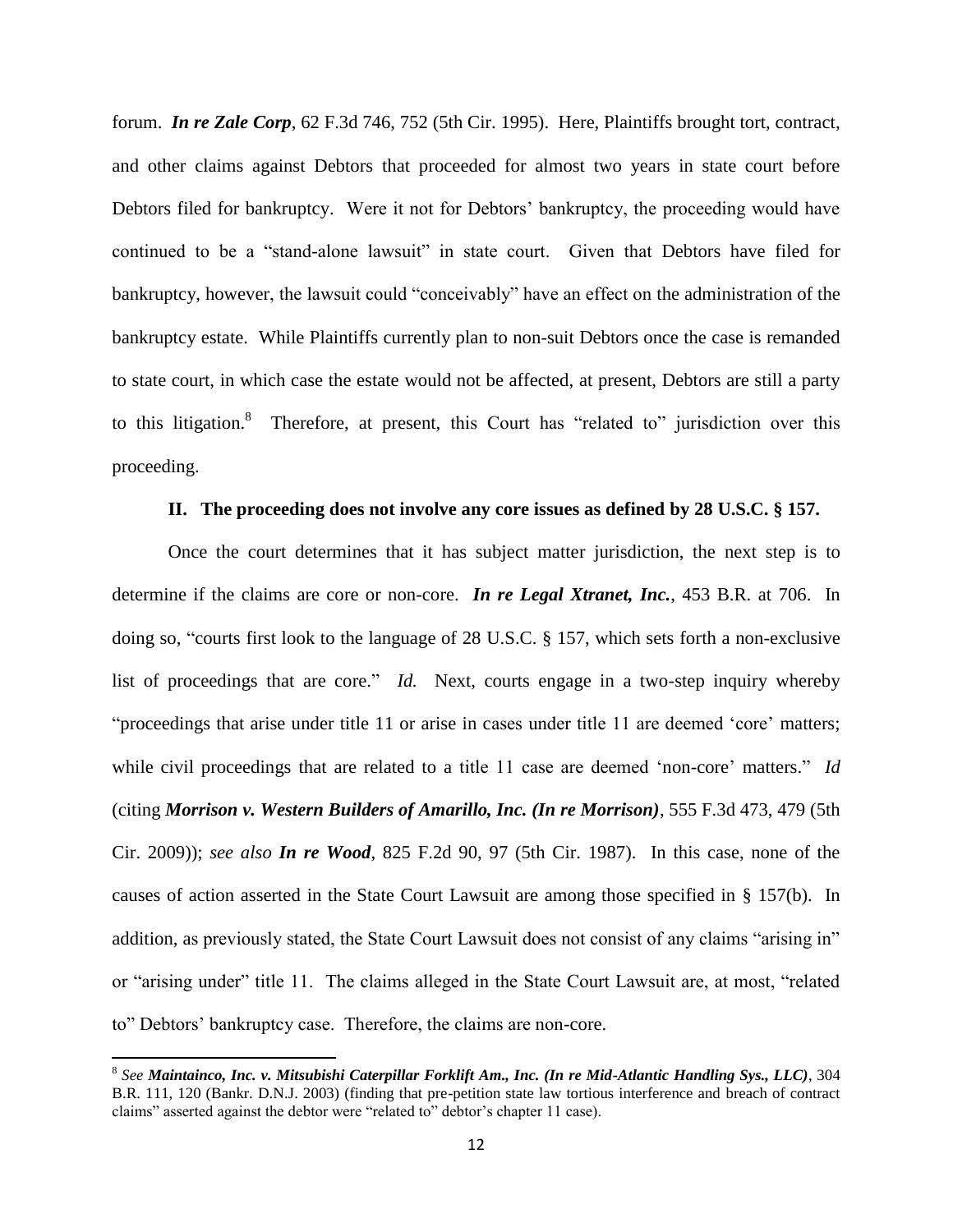forum. ***In re Zale Corp***, 62 F.3d 746, 752 (5th Cir. 1995). Here, Plaintiffs brought tort, contract, and other claims against Debtors that proceeded for almost two years in state court before Debtors filed for bankruptcy. Were it not for Debtors' bankruptcy, the proceeding would have continued to be a "stand-alone lawsuit" in state court. Given that Debtors have filed for bankruptcy, however, the lawsuit could "conceivably" have an effect on the administration of the bankruptcy estate. While Plaintiffs currently plan to non-suit Debtors once the case is remanded to state court, in which case the estate would not be affected, at present, Debtors are still a party to this litigation.[8] Therefore, at present, this Court has "related to" jurisdiction over this proceeding.

### II. The proceeding does not involve any core issues as defined by 28 U.S.C. § 157.

Once the court determines that it has subject matter jurisdiction, the next step is to determine if the claims are core or non-core. ***In re Legal Xtranet, Inc.***, 453 B.R. at 706. In doing so, "courts first look to the language of 28 U.S.C. § 157, which sets forth a non-exclusive list of proceedings that are core." *Id.* Next, courts engage in a two-step inquiry whereby "proceedings that arise under title 11 or arise in cases under title 11 are deemed 'core' matters; while civil proceedings that are related to a title 11 case are deemed 'non-core' matters." *Id* (citing ***Morrison v. Western Builders of Amarillo, Inc. (In re Morrison)***, 555 F.3d 473, 479 (5th Cir. 2009)); *see also* ***In re Wood***, 825 F.2d 90, 97 (5th Cir. 1987). In this case, none of the causes of action asserted in the State Court Lawsuit are among those specified in § 157(b). In addition, as previously stated, the State Court Lawsuit does not consist of any claims "arising in" or "arising under" title 11. The claims alleged in the State Court Lawsuit are, at most, "related to" Debtors' bankruptcy case. Therefore, the claims are non-core.

---

[8] *See* ***Maintainco, Inc. v. Mitsubishi Caterpillar Forklift Am., Inc. (In re Mid-Atlantic Handling Sys., LLC)***, 304 B.R. 111, 120 (Bankr. D.N.J. 2003) (finding that pre-petition state law tortious interference and breach of contract claims" asserted against the debtor were "related to" debtor's chapter 11 case).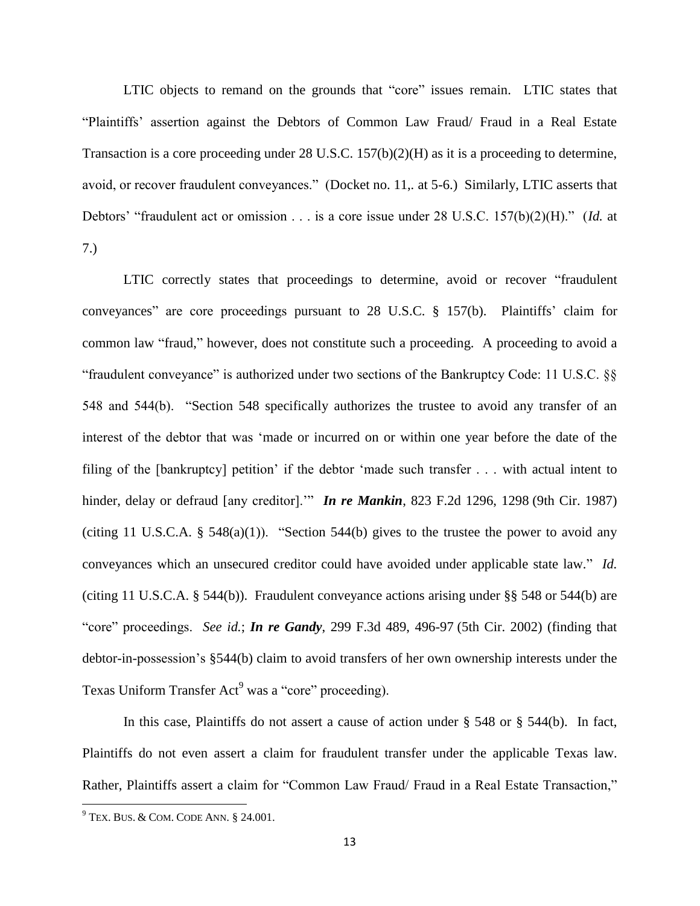LTIC objects to remand on the grounds that "core" issues remain. LTIC states that "Plaintiffs' assertion against the Debtors of Common Law Fraud/ Fraud in a Real Estate Transaction is a core proceeding under 28 U.S.C. 157(b)(2)(H) as it is a proceeding to determine, avoid, or recover fraudulent conveyances." (Docket no. 11,. at 5-6.) Similarly, LTIC asserts that Debtors' "fraudulent act or omission . . . is a core issue under 28 U.S.C. 157(b)(2)(H)." (*Id.* at 7.)

LTIC correctly states that proceedings to determine, avoid or recover "fraudulent conveyances" are core proceedings pursuant to 28 U.S.C. § 157(b). Plaintiffs' claim for common law "fraud," however, does not constitute such a proceeding. A proceeding to avoid a "fraudulent conveyance" is authorized under two sections of the Bankruptcy Code: 11 U.S.C. §§ 548 and 544(b). "Section 548 specifically authorizes the trustee to avoid any transfer of an interest of the debtor that was 'made or incurred on or within one year before the date of the filing of the [bankruptcy] petition' if the debtor 'made such transfer . . . with actual intent to hinder, delay or defraud [any creditor].'" ***In re Mankin***, 823 F.2d 1296, 1298 (9th Cir. 1987) (citing 11 U.S.C.A. § 548(a)(1)). "Section 544(b) gives to the trustee the power to avoid any conveyances which an unsecured creditor could have avoided under applicable state law." *Id.* (citing 11 U.S.C.A. § 544(b)). Fraudulent conveyance actions arising under §§ 548 or 544(b) are "core" proceedings. *See id.*; ***In re Gandy***, 299 F.3d 489, 496-97 (5th Cir. 2002) (finding that debtor-in-possession's §544(b) claim to avoid transfers of her own ownership interests under the Texas Uniform Transfer Act[9] was a "core" proceeding).

In this case, Plaintiffs do not assert a cause of action under § 548 or § 544(b). In fact, Plaintiffs do not even assert a claim for fraudulent transfer under the applicable Texas law. Rather, Plaintiffs assert a claim for "Common Law Fraud/ Fraud in a Real Estate Transaction,"

---

[9] TEX. BUS. & COM. CODE ANN. § 24.001.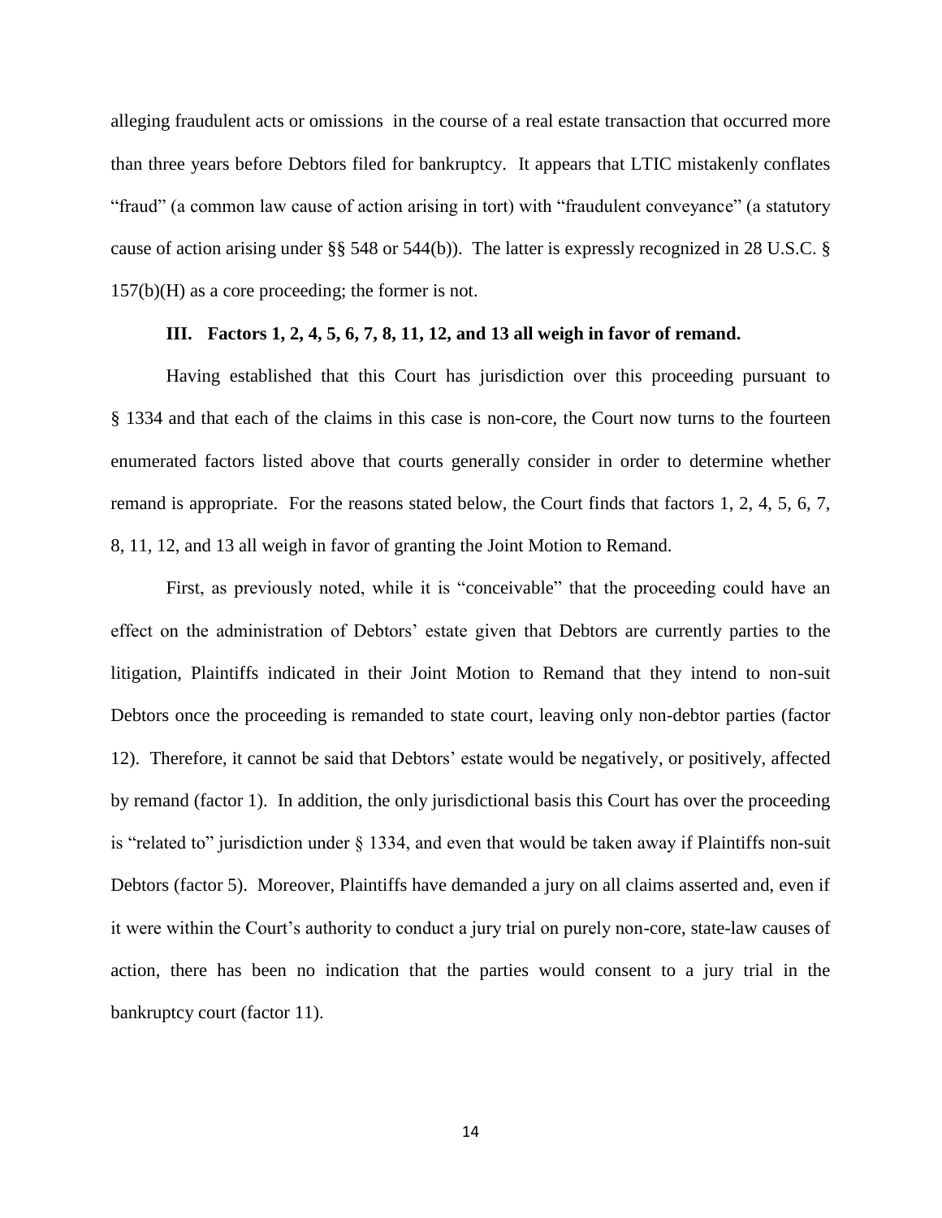alleging fraudulent acts or omissions in the course of a real estate transaction that occurred more than three years before Debtors filed for bankruptcy. It appears that LTIC mistakenly conflates "fraud" (a common law cause of action arising in tort) with "fraudulent conveyance" (a statutory cause of action arising under §§ 548 or 544(b)). The latter is expressly recognized in 28 U.S.C. § 157(b)(H) as a core proceeding; the former is not.

### III. Factors 1, 2, 4, 5, 6, 7, 8, 11, 12, and 13 all weigh in favor of remand.

Having established that this Court has jurisdiction over this proceeding pursuant to § 1334 and that each of the claims in this case is non-core, the Court now turns to the fourteen enumerated factors listed above that courts generally consider in order to determine whether remand is appropriate. For the reasons stated below, the Court finds that factors 1, 2, 4, 5, 6, 7, 8, 11, 12, and 13 all weigh in favor of granting the Joint Motion to Remand.

First, as previously noted, while it is "conceivable" that the proceeding could have an effect on the administration of Debtors' estate given that Debtors are currently parties to the litigation, Plaintiffs indicated in their Joint Motion to Remand that they intend to non-suit Debtors once the proceeding is remanded to state court, leaving only non-debtor parties (factor 12). Therefore, it cannot be said that Debtors' estate would be negatively, or positively, affected by remand (factor 1). In addition, the only jurisdictional basis this Court has over the proceeding is "related to" jurisdiction under § 1334, and even that would be taken away if Plaintiffs non-suit Debtors (factor 5). Moreover, Plaintiffs have demanded a jury on all claims asserted and, even if it were within the Court's authority to conduct a jury trial on purely non-core, state-law causes of action, there has been no indication that the parties would consent to a jury trial in the bankruptcy court (factor 11).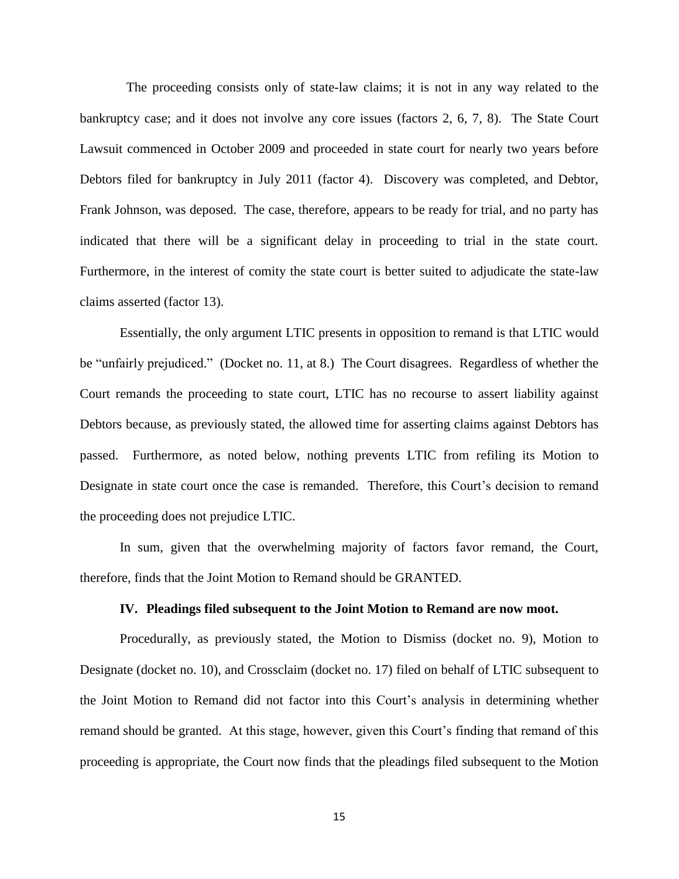The proceeding consists only of state-law claims; it is not in any way related to the bankruptcy case; and it does not involve any core issues (factors 2, 6, 7, 8). The State Court Lawsuit commenced in October 2009 and proceeded in state court for nearly two years before Debtors filed for bankruptcy in July 2011 (factor 4). Discovery was completed, and Debtor, Frank Johnson, was deposed. The case, therefore, appears to be ready for trial, and no party has indicated that there will be a significant delay in proceeding to trial in the state court. Furthermore, in the interest of comity the state court is better suited to adjudicate the state-law claims asserted (factor 13).

Essentially, the only argument LTIC presents in opposition to remand is that LTIC would be "unfairly prejudiced." (Docket no. 11, at 8.) The Court disagrees. Regardless of whether the Court remands the proceeding to state court, LTIC has no recourse to assert liability against Debtors because, as previously stated, the allowed time for asserting claims against Debtors has passed. Furthermore, as noted below, nothing prevents LTIC from refiling its Motion to Designate in state court once the case is remanded. Therefore, this Court's decision to remand the proceeding does not prejudice LTIC.

In sum, given that the overwhelming majority of factors favor remand, the Court, therefore, finds that the Joint Motion to Remand should be GRANTED.

### IV. Pleadings filed subsequent to the Joint Motion to Remand are now moot.

Procedurally, as previously stated, the Motion to Dismiss (docket no. 9), Motion to Designate (docket no. 10), and Crossclaim (docket no. 17) filed on behalf of LTIC subsequent to the Joint Motion to Remand did not factor into this Court's analysis in determining whether remand should be granted. At this stage, however, given this Court's finding that remand of this proceeding is appropriate, the Court now finds that the pleadings filed subsequent to the Motion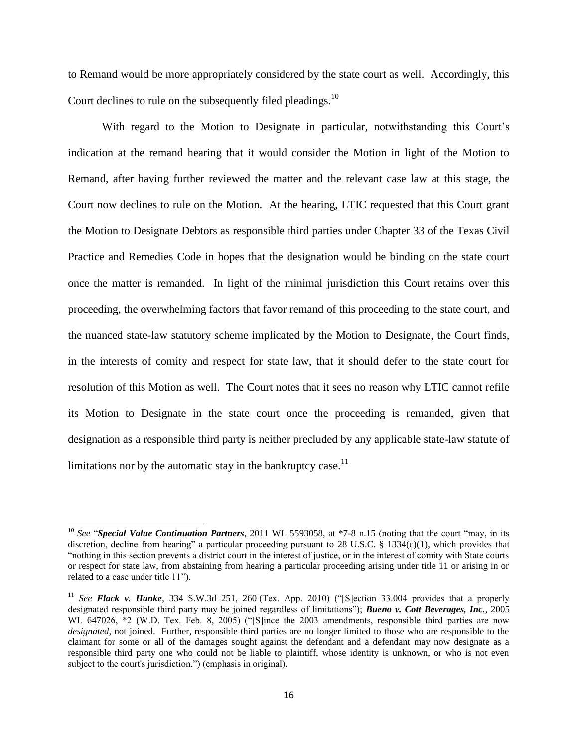to Remand would be more appropriately considered by the state court as well. Accordingly, this Court declines to rule on the subsequently filed pleadings.[10]

With regard to the Motion to Designate in particular, notwithstanding this Court's indication at the remand hearing that it would consider the Motion in light of the Motion to Remand, after having further reviewed the matter and the relevant case law at this stage, the Court now declines to rule on the Motion. At the hearing, LTIC requested that this Court grant the Motion to Designate Debtors as responsible third parties under Chapter 33 of the Texas Civil Practice and Remedies Code in hopes that the designation would be binding on the state court once the matter is remanded. In light of the minimal jurisdiction this Court retains over this proceeding, the overwhelming factors that favor remand of this proceeding to the state court, and the nuanced state-law statutory scheme implicated by the Motion to Designate, the Court finds, in the interests of comity and respect for state law, that it should defer to the state court for resolution of this Motion as well. The Court notes that it sees no reason why LTIC cannot refile its Motion to Designate in the state court once the proceeding is remanded, given that designation as a responsible third party is neither precluded by any applicable state-law statute of limitations nor by the automatic stay in the bankruptcy case.[11]

---

[10] *See* "***Special Value Continuation Partners***, 2011 WL 5593058, at *7-8 n.15 (noting that the court "may, in its discretion, decline from hearing" a particular proceeding pursuant to 28 U.S.C. § 1334(c)(1), which provides that "nothing in this section prevents a district court in the interest of justice, or in the interest of comity with State courts or respect for state law, from abstaining from hearing a particular proceeding arising under title 11 or arising in or related to a case under title 11").

[11] *See* ***Flack v. Hanke***, 334 S.W.3d 251, 260 (Tex. App. 2010) ("[S]ection 33.004 provides that a properly designated responsible third party may be joined regardless of limitations"); ***Bueno v. Cott Beverages, Inc.***, 2005 WL 647026, *2 (W.D. Tex. Feb. 8, 2005) ("[S]ince the 2003 amendments, responsible third parties are now *designated*, not joined. Further, responsible third parties are no longer limited to those who are responsible to the claimant for some or all of the damages sought against the defendant and a defendant may now designate as a responsible third party one who could not be liable to plaintiff, whose identity is unknown, or who is not even subject to the court's jurisdiction.") (emphasis in original).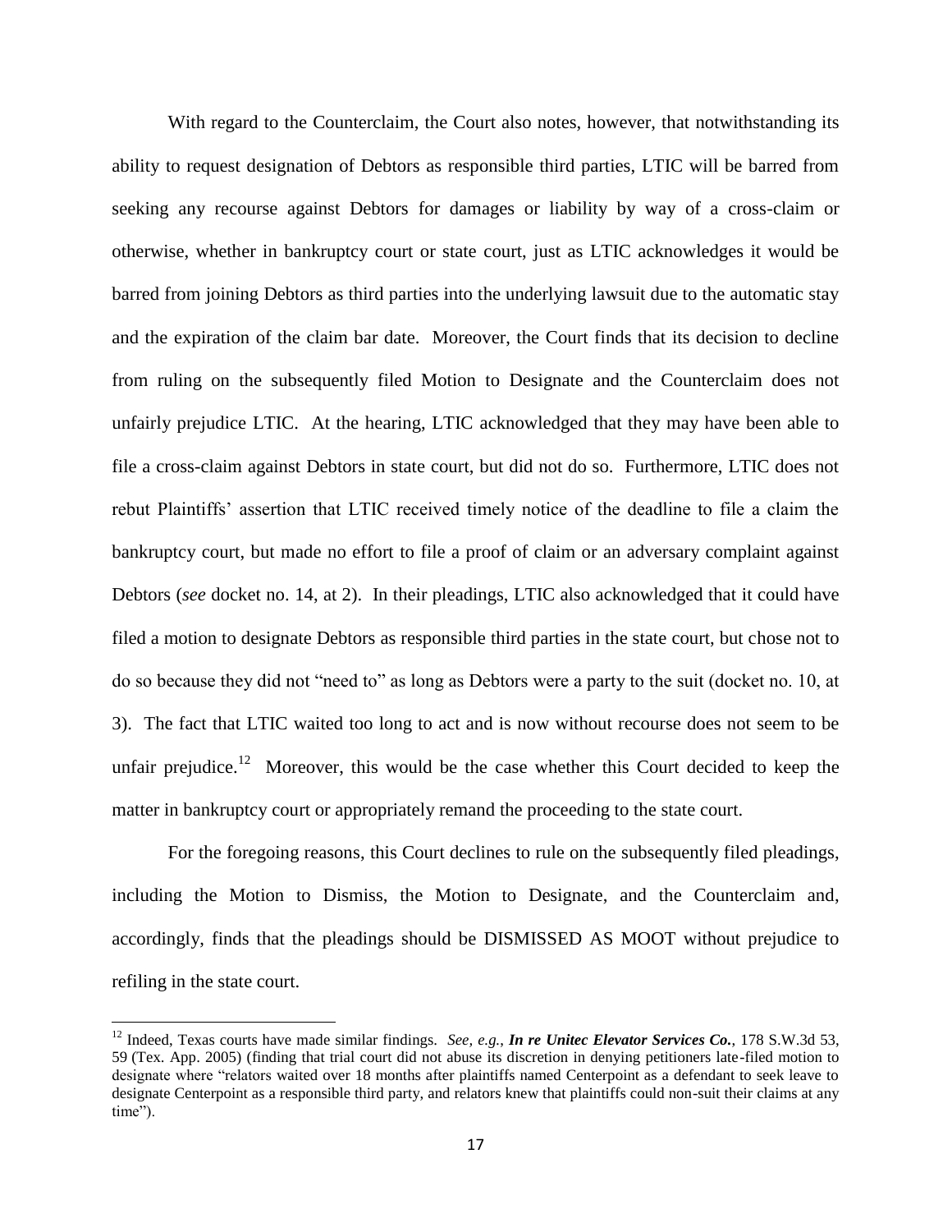With regard to the Counterclaim, the Court also notes, however, that notwithstanding its ability to request designation of Debtors as responsible third parties, LTIC will be barred from seeking any recourse against Debtors for damages or liability by way of a cross-claim or otherwise, whether in bankruptcy court or state court, just as LTIC acknowledges it would be barred from joining Debtors as third parties into the underlying lawsuit due to the automatic stay and the expiration of the claim bar date. Moreover, the Court finds that its decision to decline from ruling on the subsequently filed Motion to Designate and the Counterclaim does not unfairly prejudice LTIC. At the hearing, LTIC acknowledged that they may have been able to file a cross-claim against Debtors in state court, but did not do so. Furthermore, LTIC does not rebut Plaintiffs' assertion that LTIC received timely notice of the deadline to file a claim the bankruptcy court, but made no effort to file a proof of claim or an adversary complaint against Debtors (*see* docket no. 14, at 2). In their pleadings, LTIC also acknowledged that it could have filed a motion to designate Debtors as responsible third parties in the state court, but chose not to do so because they did not "need to" as long as Debtors were a party to the suit (docket no. 10, at 3). The fact that LTIC waited too long to act and is now without recourse does not seem to be unfair prejudice.[12] Moreover, this would be the case whether this Court decided to keep the matter in bankruptcy court or appropriately remand the proceeding to the state court.

For the foregoing reasons, this Court declines to rule on the subsequently filed pleadings, including the Motion to Dismiss, the Motion to Designate, and the Counterclaim and, accordingly, finds that the pleadings should be DISMISSED AS MOOT without prejudice to refiling in the state court.

---

[12] Indeed, Texas courts have made similar findings. *See, e.g.*, ***In re Unitec Elevator Services Co.***, 178 S.W.3d 53, 59 (Tex. App. 2005) (finding that trial court did not abuse its discretion in denying petitioners late-filed motion to designate where "relators waited over 18 months after plaintiffs named Centerpoint as a defendant to seek leave to designate Centerpoint as a responsible third party, and relators knew that plaintiffs could non-suit their claims at any time").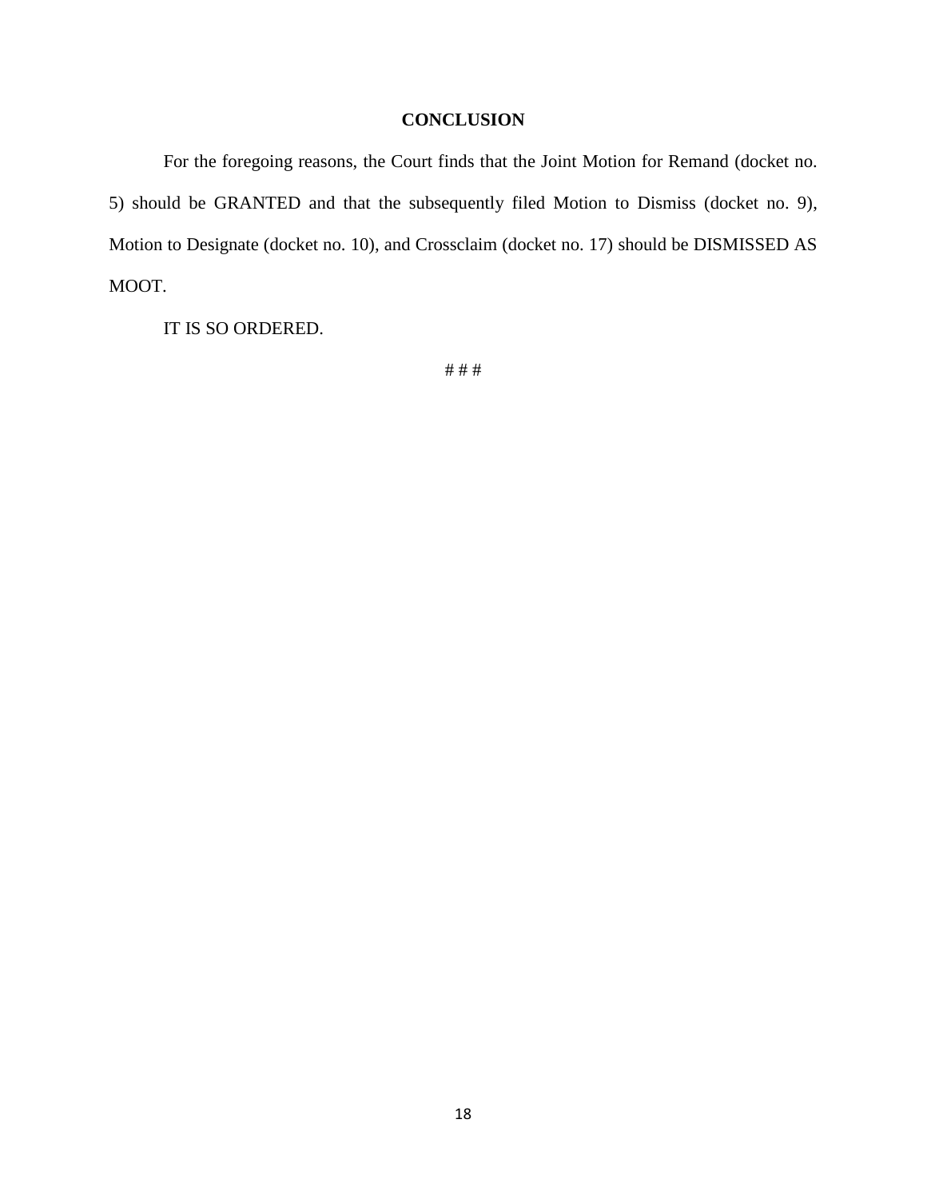## CONCLUSION

For the foregoing reasons, the Court finds that the Joint Motion for Remand (docket no. 5) should be GRANTED and that the subsequently filed Motion to Dismiss (docket no. 9), Motion to Designate (docket no. 10), and Crossclaim (docket no. 17) should be DISMISSED AS MOOT.

IT IS SO ORDERED.

# # #